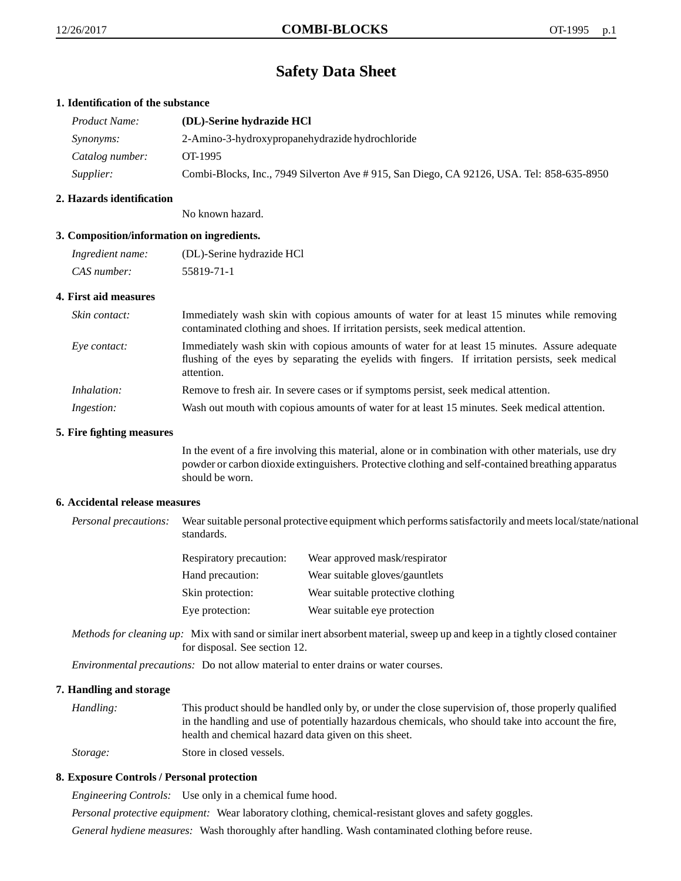# Safety Data Sheet

## 1. Identification of the substance

*Product Name:* **(DL)-Serine hydrazide HCl**

*Synonyms:* 2-Amino-3-hydroxypropanehydrazide hydrochloride

*Catalog number:* OT-1995

*Supplier:* Combi-Blocks, Inc., 7949 Silverton Ave # 915, San Diego, CA 92126, USA. Tel: 858-635-8950

## 2. Hazards identification

No known hazard.

## 3. Composition/information on ingredients.

*Ingredient name:* (DL)-Serine hydrazide HCl

*CAS number:* 55819-71-1

## 4. First aid measures

*Skin contact:* Immediately wash skin with copious amounts of water for at least 15 minutes while removing contaminated clothing and shoes. If irritation persists, seek medical attention.

*Eye contact:* Immediately wash skin with copious amounts of water for at least 15 minutes. Assure adequate flushing of the eyes by separating the eyelids with fingers. If irritation persists, seek medical attention.

*Inhalation:* Remove to fresh air. In severe cases or if symptoms persist, seek medical attention.

*Ingestion:* Wash out mouth with copious amounts of water for at least 15 minutes. Seek medical attention.

## 5. Fire fighting measures

In the event of a fire involving this material, alone or in combination with other materials, use dry powder or carbon dioxide extinguishers. Protective clothing and self-contained breathing apparatus should be worn.

## 6. Accidental release measures

*Personal precautions:* Wear suitable personal protective equipment which performs satisfactorily and meets local/state/national standards.

| | |
|---|---|
| Respiratory precaution: | Wear approved mask/respirator |
| Hand precaution: | Wear suitable gloves/gauntlets |
| Skin protection: | Wear suitable protective clothing |
| Eye protection: | Wear suitable eye protection |

*Methods for cleaning up:* Mix with sand or similar inert absorbent material, sweep up and keep in a tightly closed container for disposal. See section 12.

*Environmental precautions:* Do not allow material to enter drains or water courses.

## 7. Handling and storage

*Handling:* This product should be handled only by, or under the close supervision of, those properly qualified in the handling and use of potentially hazardous chemicals, who should take into account the fire, health and chemical hazard data given on this sheet.

*Storage:* Store in closed vessels.

## 8. Exposure Controls / Personal protection

*Engineering Controls:* Use only in a chemical fume hood.

*Personal protective equipment:* Wear laboratory clothing, chemical-resistant gloves and safety goggles.

*General hydiene measures:* Wash thoroughly after handling. Wash contaminated clothing before reuse.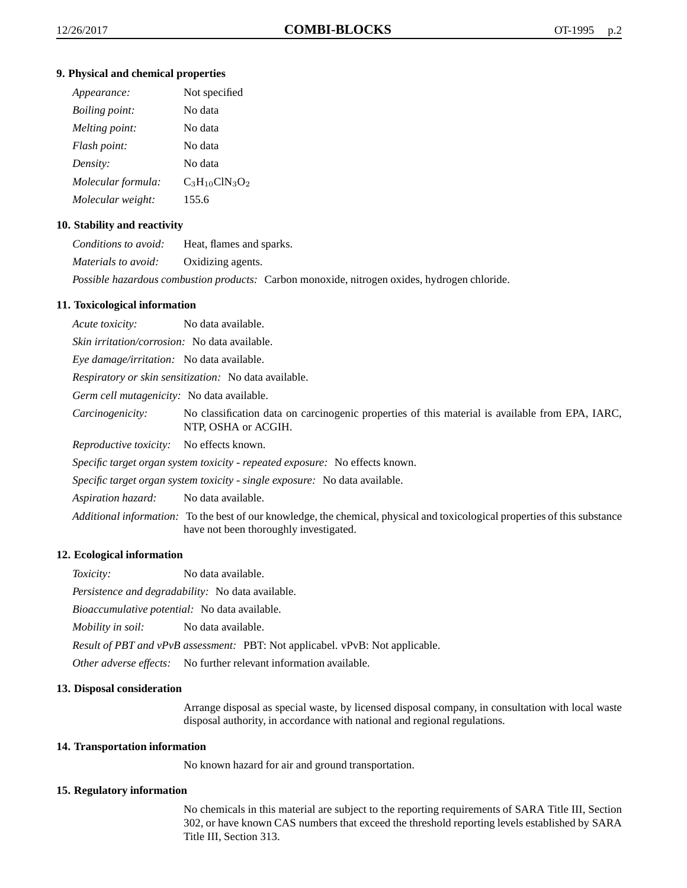### 9. Physical and chemical properties

*Appearance:* Not specified

*Boiling point:* No data

*Melting point:* No data

*Flash point:* No data

*Density:* No data

*Molecular formula:* $C_3H_{10}ClN_3O_2$

*Molecular weight:* 155.6

### 10. Stability and reactivity

*Conditions to avoid:* Heat, flames and sparks.

*Materials to avoid:* Oxidizing agents.

*Possible hazardous combustion products:* Carbon monoxide, nitrogen oxides, hydrogen chloride.

### 11. Toxicological information

*Acute toxicity:* No data available.

*Skin irritation/corrosion:* No data available.

*Eye damage/irritation:* No data available.

*Respiratory or skin sensitization:* No data available.

*Germ cell mutagenicity:* No data available.

*Carcinogenicity:* No classification data on carcinogenic properties of this material is available from EPA, IARC, NTP, OSHA or ACGIH.

*Reproductive toxicity:* No effects known.

*Specific target organ system toxicity - repeated exposure:* No effects known.

*Specific target organ system toxicity - single exposure:* No data available.

*Aspiration hazard:* No data available.

*Additional information:* To the best of our knowledge, the chemical, physical and toxicological properties of this substance have not been thoroughly investigated.

### 12. Ecological information

*Toxicity:* No data available.

*Persistence and degradability:* No data available.

*Bioaccumulative potential:* No data available.

*Mobility in soil:* No data available.

*Result of PBT and vPvB assessment:* PBT: Not applicabel. vPvB: Not applicable.

*Other adverse effects:* No further relevant information available.

### 13. Disposal consideration

Arrange disposal as special waste, by licensed disposal company, in consultation with local waste disposal authority, in accordance with national and regional regulations.

### 14. Transportation information

No known hazard for air and ground transportation.

### 15. Regulatory information

No chemicals in this material are subject to the reporting requirements of SARA Title III, Section 302, or have known CAS numbers that exceed the threshold reporting levels established by SARA Title III, Section 313.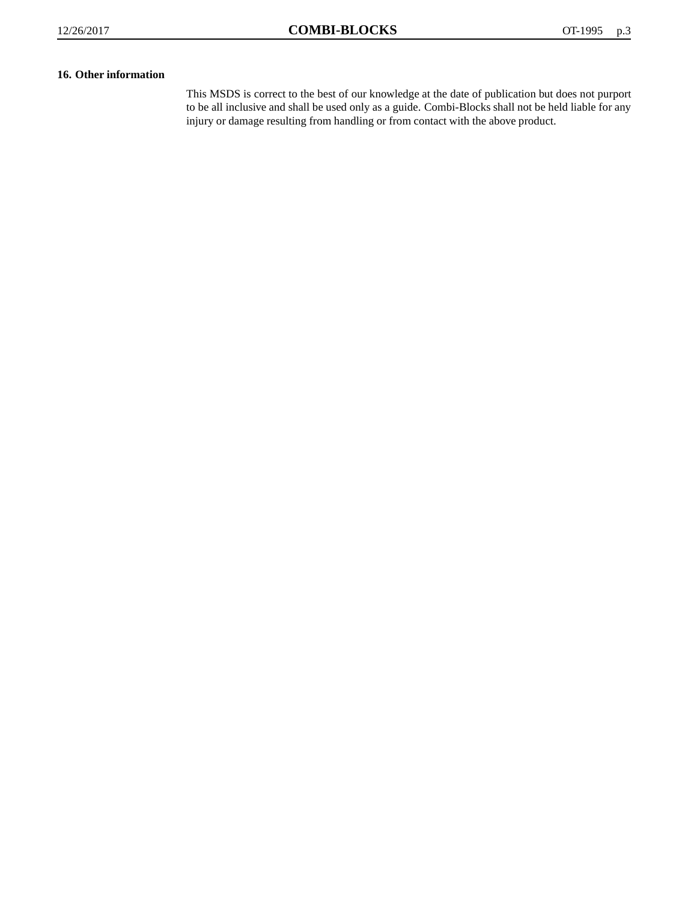## 16. Other information

This MSDS is correct to the best of our knowledge at the date of publication but does not purport to be all inclusive and shall be used only as a guide. Combi-Blocks shall not be held liable for any injury or damage resulting from handling or from contact with the above product.